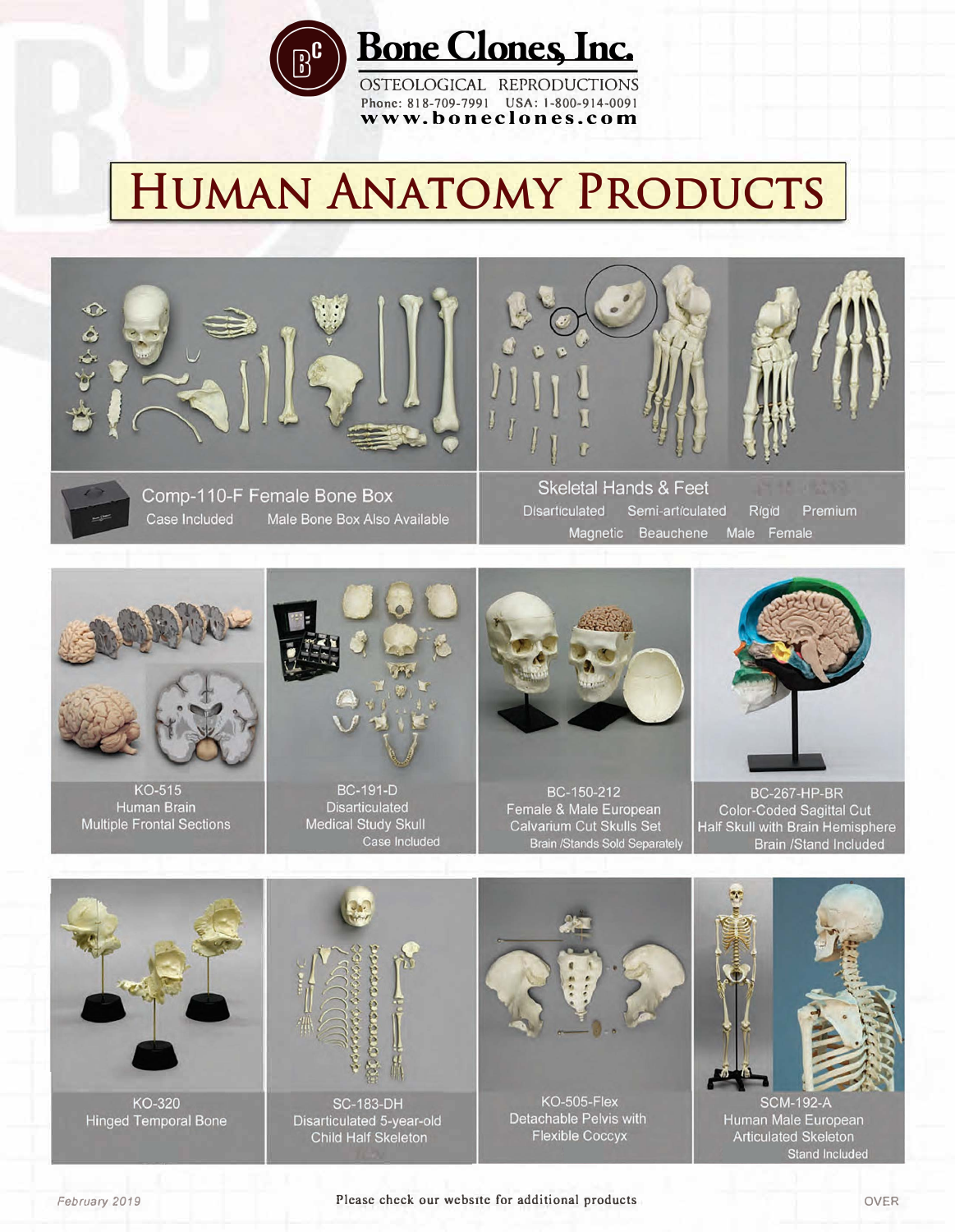# Bone Clones, Inc.

OSTEOLOGICAL REPRODUCTIONS

Phone: 818-709-7991 USA: 1-800-914-0091

www.boneclones.com

# HUMAN ANATOMY PRODUCTS

Comp-110-F Female Bone Box
Case Included Male Bone Box Also Available

Skeletal Hands & Feet
Disarticulated Semi-articulated Rigid Premium
Magnetic Beauchene Male Female

KO-515
Human Brain
Multiple Frontal Sections

BC-191-D
Disarticulated
Medical Study Skull
Case Included

BC-150-212
Female & Male European
Calvarium Cut Skulls Set
Brain /Stands Sold Separately

BC-267-HP-BR
Color-Coded Sagittal Cut
Half Skull with Brain Hemisphere
Brain /Stand Included

KO-320
Hinged Temporal Bone

SC-183-DH
Disarticulated 5-year-old
Child Half Skeleton

KO-505-Flex
Detachable Pelvis with
Flexible Coccyx

SCM-192-A
Human Male European
Articulated Skeleton
Stand Included

February 2019

Please check our website for additional products

OVER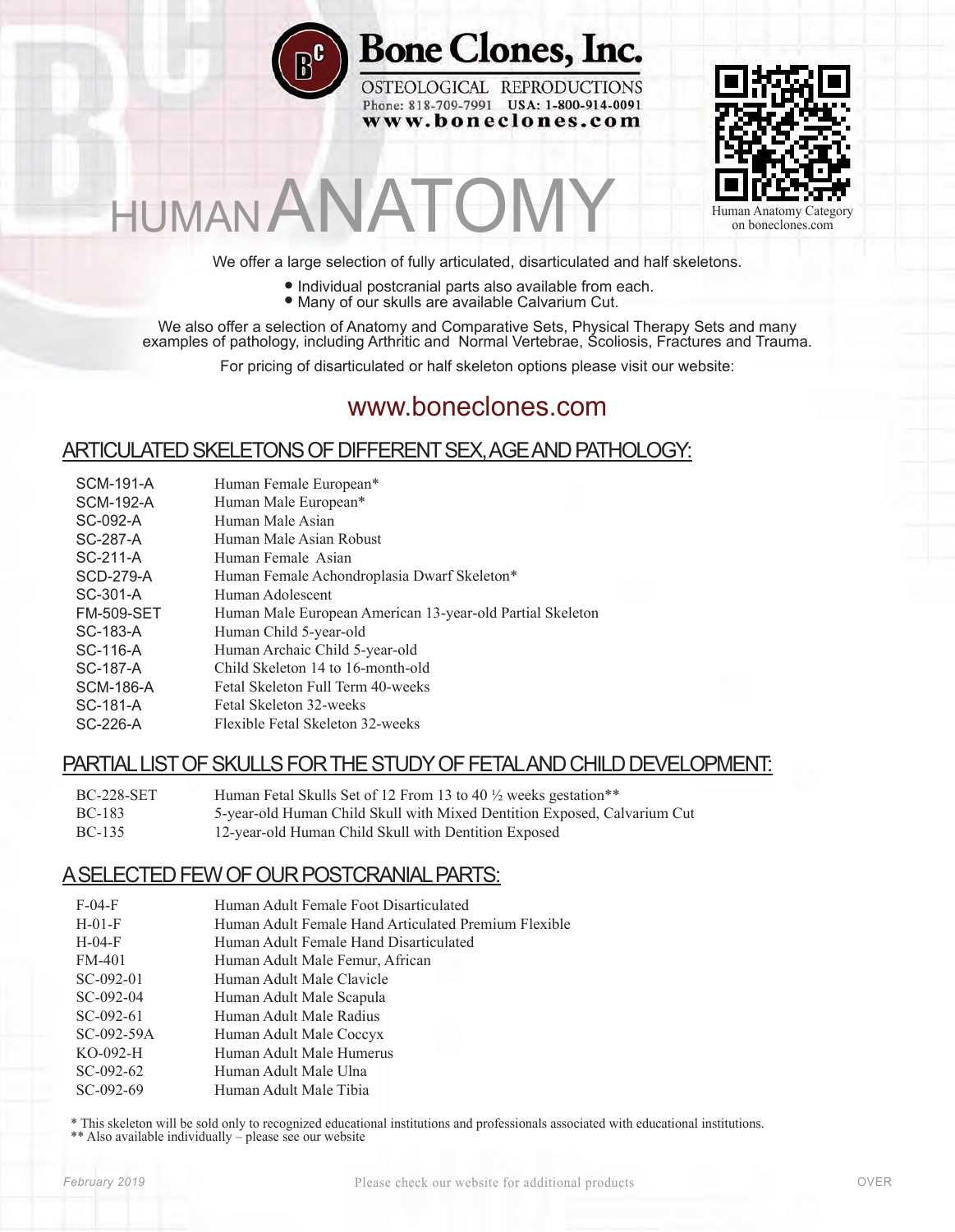# Bone Clones, Inc.

OSTEOLOGICAL REPRODUCTIONS
Phone: 818-709-7991 USA: 1-800-914-0091
www.boneclones.com

Human Anatomy Category on boneclones.com

# HUMAN ANATOMY

We offer a large selection of fully articulated, disarticulated and half skeletons.

- Individual postcranial parts also available from each.
- Many of our skulls are available Calvarium Cut.

We also offer a selection of Anatomy and Comparative Sets, Physical Therapy Sets and many examples of pathology, including Arthritic and Normal Vertebrae, Scoliosis, Fractures and Trauma.

For pricing of disarticulated or half skeleton options please visit our website:

## www.boneclones.com

## ARTICULATED SKELETONS OF DIFFERENT SEX, AGE AND PATHOLOGY:

| | |
|---|---|
| SCM-191-A | Human Female European* |
| SCM-192-A | Human Male European* |
| SC-092-A | Human Male Asian |
| SC-287-A | Human Male Asian Robust |
| SC-211-A | Human Female Asian |
| SCD-279-A | Human Female Achondroplasia Dwarf Skeleton* |
| SC-301-A | Human Adolescent |
| FM-509-SET | Human Male European American 13-year-old Partial Skeleton |
| SC-183-A | Human Child 5-year-old |
| SC-116-A | Human Archaic Child 5-year-old |
| SC-187-A | Child Skeleton 14 to 16-month-old |
| SCM-186-A | Fetal Skeleton Full Term 40-weeks |
| SC-181-A | Fetal Skeleton 32-weeks |
| SC-226-A | Flexible Fetal Skeleton 32-weeks |

## PARTIAL LIST OF SKULLS FOR THE STUDY OF FETAL AND CHILD DEVELOPMENT:

| | |
|---|---|
| BC-228-SET | Human Fetal Skulls Set of 12 From 13 to 40 ½ weeks gestation** |
| BC-183 | 5-year-old Human Child Skull with Mixed Dentition Exposed, Calvarium Cut |
| BC-135 | 12-year-old Human Child Skull with Dentition Exposed |

## A SELECTED FEW OF OUR POSTCRANIAL PARTS:

| | |
|---|---|
| F-04-F | Human Adult Female Foot Disarticulated |
| H-01-F | Human Adult Female Hand Articulated Premium Flexible |
| H-04-F | Human Adult Female Hand Disarticulated |
| FM-401 | Human Adult Male Femur, African |
| SC-092-01 | Human Adult Male Clavicle |
| SC-092-04 | Human Adult Male Scapula |
| SC-092-61 | Human Adult Male Radius |
| SC-092-59A | Human Adult Male Coccyx |
| KO-092-H | Human Adult Male Humerus |
| SC-092-62 | Human Adult Male Ulna |
| SC-092-69 | Human Adult Male Tibia |

\* This skeleton will be sold only to recognized educational institutions and professionals associated with educational institutions.
\** Also available individually – please see our website

*February 2019* Please check our website for additional products OVER